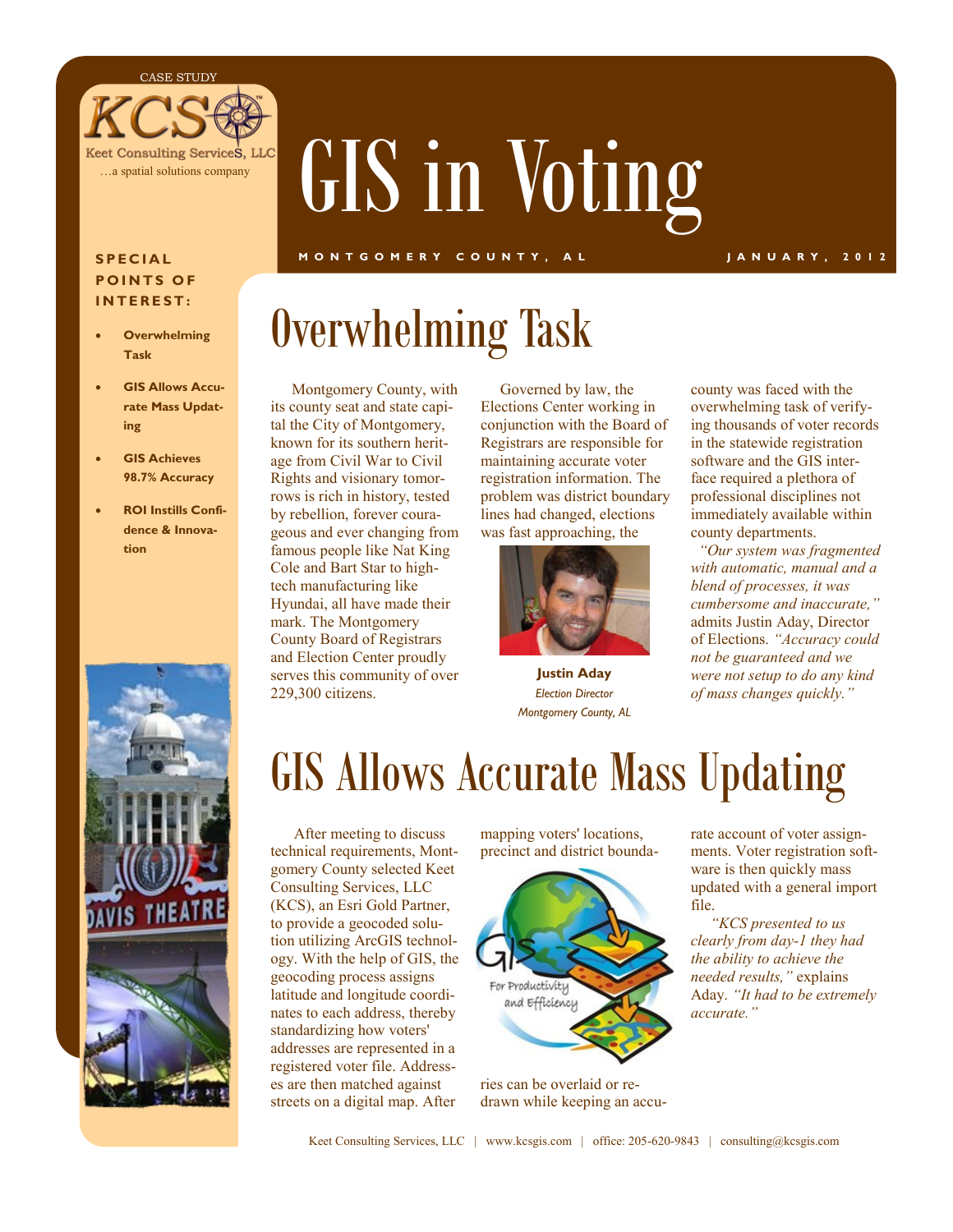CASE STUDY

Keet Consulting ServiceS, LLC

…a spatial solutions company

# GIS in Voting

**MONTGOMERY COUNTY, AL** **JANUARY, 2012**

**SPECIAL POINTS OF INTEREST:**

- **Overwhelming Task**
- **GIS Allows Accurate Mass Updating**
- **GIS Achieves 98.7% Accuracy**
- **ROI Instills Confidence & Innovation**

## Overwhelming Task

Montgomery County, with its county seat and state capital the City of Montgomery, known for its southern heritage from Civil War to Civil Rights and visionary tomorrows is rich in history, tested by rebellion, forever courageous and ever changing from famous people like Nat King Cole and Bart Star to high-tech manufacturing like Hyundai, all have made their mark. The Montgomery County Board of Registrars and Election Center proudly serves this community of over 229,300 citizens.

Governed by law, the Elections Center working in conjunction with the Board of Registrars are responsible for maintaining accurate voter registration information. The problem was district boundary lines had changed, elections was fast approaching, the county was faced with the overwhelming task of verifying thousands of voter records in the statewide registration software and the GIS interface required a plethora of professional disciplines not immediately available within county departments.

**Justin Aday**
*Election Director*
*Montgomery County, AL*

*"Our system was fragmented with automatic, manual and a blend of processes, it was cumbersome and inaccurate,"* admits Justin Aday, Director of Elections. *"Accuracy could not be guaranteed and we were not setup to do any kind of mass changes quickly."*

## GIS Allows Accurate Mass Updating

After meeting to discuss technical requirements, Montgomery County selected Keet Consulting Services, LLC (KCS), an Esri Gold Partner, to provide a geocoded solution utilizing ArcGIS technology. With the help of GIS, the geocoding process assigns latitude and longitude coordinates to each address, thereby standardizing how voters' addresses are represented in a registered voter file. Addresses are then matched against streets on a digital map. After mapping voters' locations, precinct and district boundaries can be overlaid or redrawn while keeping an accurate account of voter assignments. Voter registration software is then quickly mass updated with a general import file.

*"KCS presented to us clearly from day-1 they had the ability to achieve the needed results,"* explains Aday. *"It had to be extremely accurate."*

Keet Consulting Services, LLC | www.kcsgis.com | office: 205-620-9843 | consulting@kcsgis.com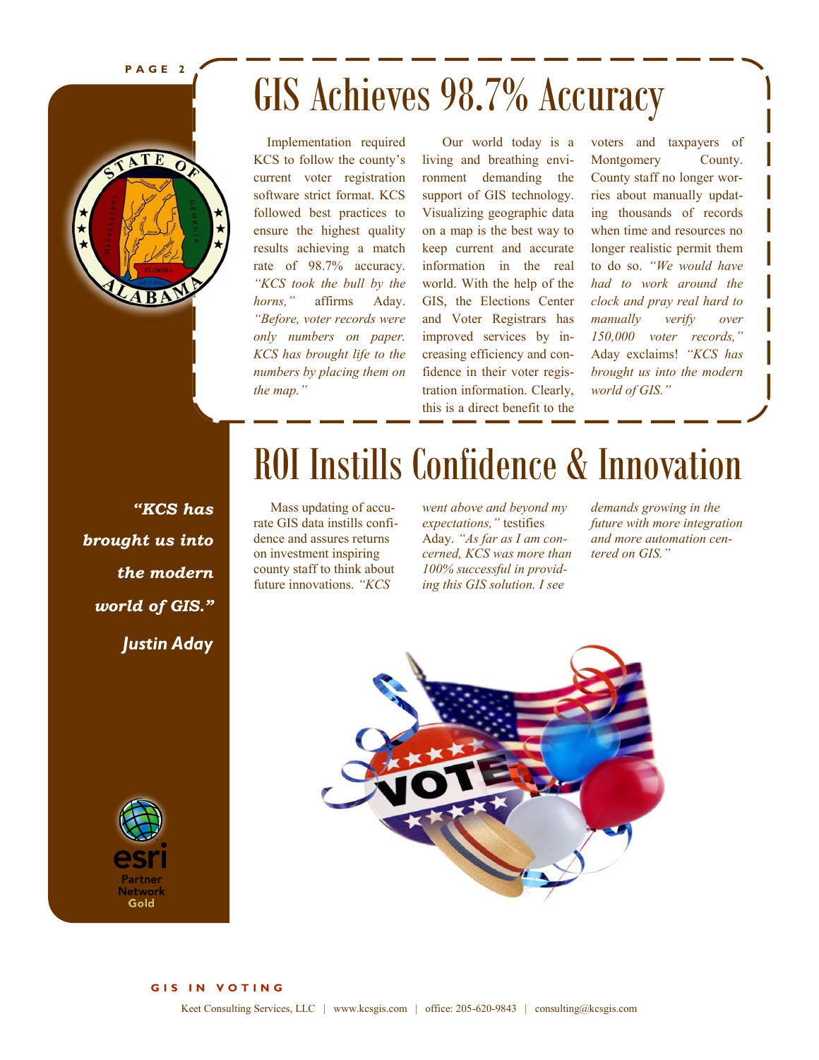# GIS Achieves 98.7% Accuracy

Implementation required KCS to follow the county's current voter registration software strict format. KCS followed best practices to ensure the highest quality results achieving a match rate of 98.7% accuracy. *"KCS took the bull by the horns,"* affirms Aday. *"Before, voter records were only numbers on paper. KCS has brought life to the numbers by placing them on the map."*

Our world today is a living and breathing environment demanding the support of GIS technology. Visualizing geographic data on a map is the best way to keep current and accurate information in the real world. With the help of the GIS, the Elections Center and Voter Registrars has improved services by increasing efficiency and confidence in their voter registration information. Clearly, this is a direct benefit to the voters and taxpayers of Montgomery County. County staff no longer worries about manually updating thousands of records when time and resources no longer realistic permit them to do so. *"We would have had to work around the clock and pray real hard to manually verify over 150,000 voter records,"* Aday exclaims! *"KCS has brought us into the modern world of GIS."*

# ROI Instills Confidence & Innovation

***"KCS has brought us into the modern world of GIS."***

***Justin Aday***

Mass updating of accurate GIS data instills confidence and assures returns on investment inspiring county staff to think about future innovations. *"KCS went above and beyond my expectations,"* testifies Aday. *"As far as I am concerned, KCS was more than 100% successful in providing this GIS solution. I see demands growing in the future with more integration and more automation centered on GIS."*

Keet Consulting Services, LLC | www.kcsgis.com | office: 205-620-9843 | consulting@kcsgis.com